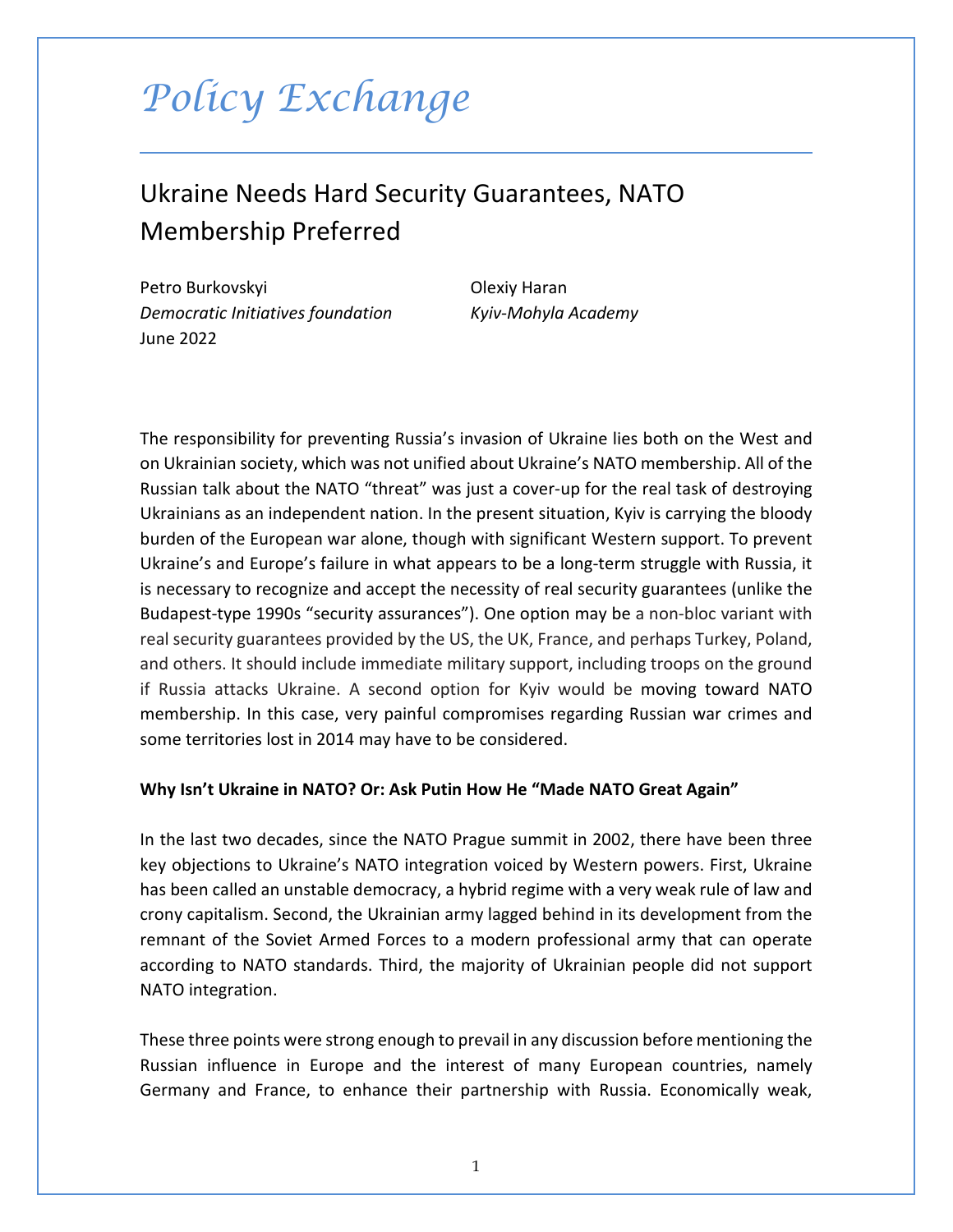# Policy Exchange

## Ukraine Needs Hard Security Guarantees, NATO Membership Preferred

Petro Burkovskyi
*Democratic Initiatives foundation*
June 2022

Olexiy Haran
*Kyiv-Mohyla Academy*

The responsibility for preventing Russia's invasion of Ukraine lies both on the West and on Ukrainian society, which was not unified about Ukraine's NATO membership. All of the Russian talk about the NATO "threat" was just a cover-up for the real task of destroying Ukrainians as an independent nation. In the present situation, Kyiv is carrying the bloody burden of the European war alone, though with significant Western support. To prevent Ukraine's and Europe's failure in what appears to be a long-term struggle with Russia, it is necessary to recognize and accept the necessity of real security guarantees (unlike the Budapest-type 1990s "security assurances"). One option may be a non-bloc variant with real security guarantees provided by the US, the UK, France, and perhaps Turkey, Poland, and others. It should include immediate military support, including troops on the ground if Russia attacks Ukraine. A second option for Kyiv would be moving toward NATO membership. In this case, very painful compromises regarding Russian war crimes and some territories lost in 2014 may have to be considered.

### Why Isn't Ukraine in NATO? Or: Ask Putin How He "Made NATO Great Again"

In the last two decades, since the NATO Prague summit in 2002, there have been three key objections to Ukraine's NATO integration voiced by Western powers. First, Ukraine has been called an unstable democracy, a hybrid regime with a very weak rule of law and crony capitalism. Second, the Ukrainian army lagged behind in its development from the remnant of the Soviet Armed Forces to a modern professional army that can operate according to NATO standards. Third, the majority of Ukrainian people did not support NATO integration.

These three points were strong enough to prevail in any discussion before mentioning the Russian influence in Europe and the interest of many European countries, namely Germany and France, to enhance their partnership with Russia. Economically weak,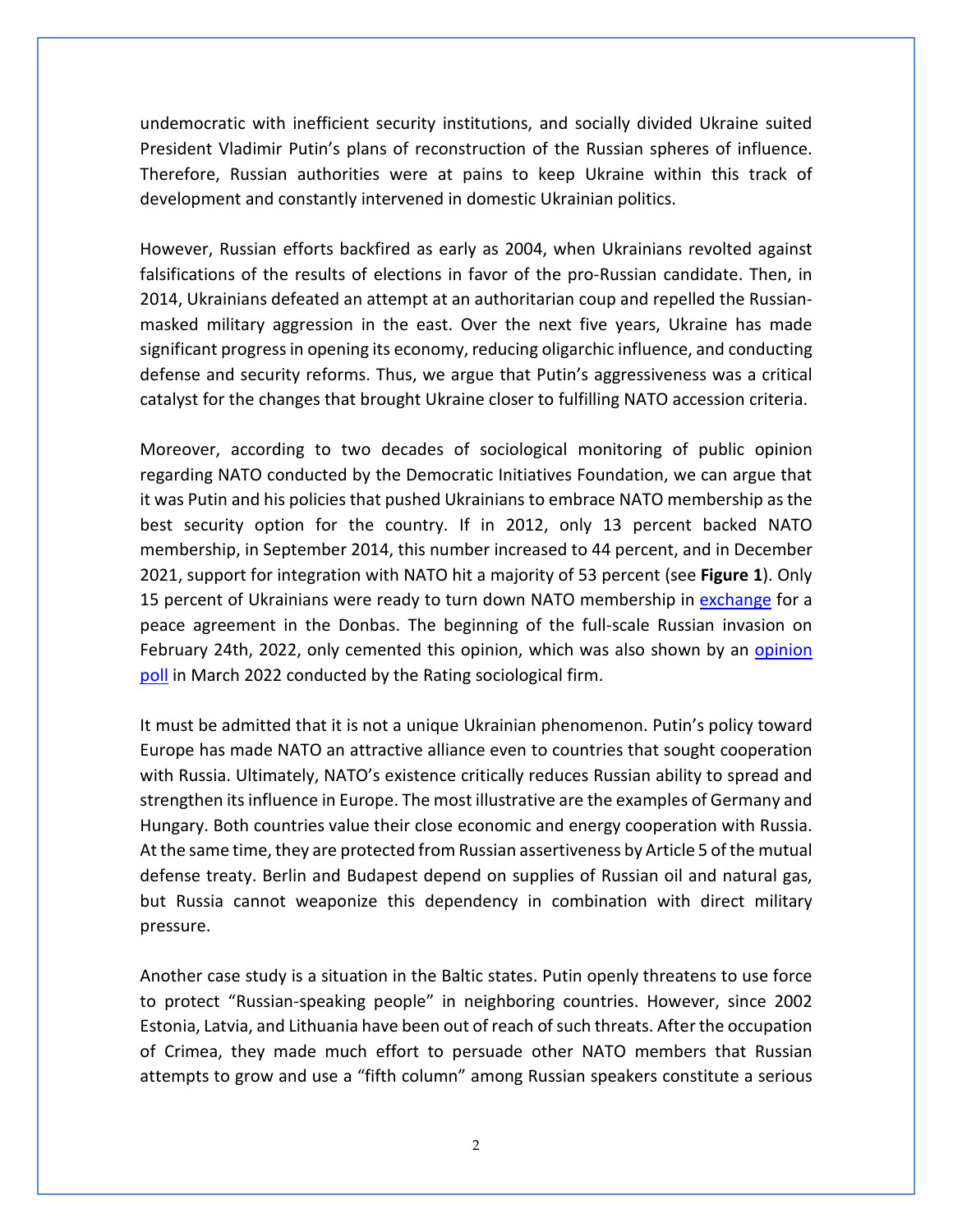undemocratic with inefficient security institutions, and socially divided Ukraine suited President Vladimir Putin's plans of reconstruction of the Russian spheres of influence. Therefore, Russian authorities were at pains to keep Ukraine within this track of development and constantly intervened in domestic Ukrainian politics.

However, Russian efforts backfired as early as 2004, when Ukrainians revolted against falsifications of the results of elections in favor of the pro-Russian candidate. Then, in 2014, Ukrainians defeated an attempt at an authoritarian coup and repelled the Russian-masked military aggression in the east. Over the next five years, Ukraine has made significant progress in opening its economy, reducing oligarchic influence, and conducting defense and security reforms. Thus, we argue that Putin's aggressiveness was a critical catalyst for the changes that brought Ukraine closer to fulfilling NATO accession criteria.

Moreover, according to two decades of sociological monitoring of public opinion regarding NATO conducted by the Democratic Initiatives Foundation, we can argue that it was Putin and his policies that pushed Ukrainians to embrace NATO membership as the best security option for the country. If in 2012, only 13 percent backed NATO membership, in September 2014, this number increased to 44 percent, and in December 2021, support for integration with NATO hit a majority of 53 percent (see **Figure 1**). Only 15 percent of Ukrainians were ready to turn down NATO membership in exchange for a peace agreement in the Donbas. The beginning of the full-scale Russian invasion on February 24th, 2022, only cemented this opinion, which was also shown by an opinion poll in March 2022 conducted by the Rating sociological firm.

It must be admitted that it is not a unique Ukrainian phenomenon. Putin's policy toward Europe has made NATO an attractive alliance even to countries that sought cooperation with Russia. Ultimately, NATO's existence critically reduces Russian ability to spread and strengthen its influence in Europe. The most illustrative are the examples of Germany and Hungary. Both countries value their close economic and energy cooperation with Russia. At the same time, they are protected from Russian assertiveness by Article 5 of the mutual defense treaty. Berlin and Budapest depend on supplies of Russian oil and natural gas, but Russia cannot weaponize this dependency in combination with direct military pressure.

Another case study is a situation in the Baltic states. Putin openly threatens to use force to protect "Russian-speaking people" in neighboring countries. However, since 2002 Estonia, Latvia, and Lithuania have been out of reach of such threats. After the occupation of Crimea, they made much effort to persuade other NATO members that Russian attempts to grow and use a "fifth column" among Russian speakers constitute a serious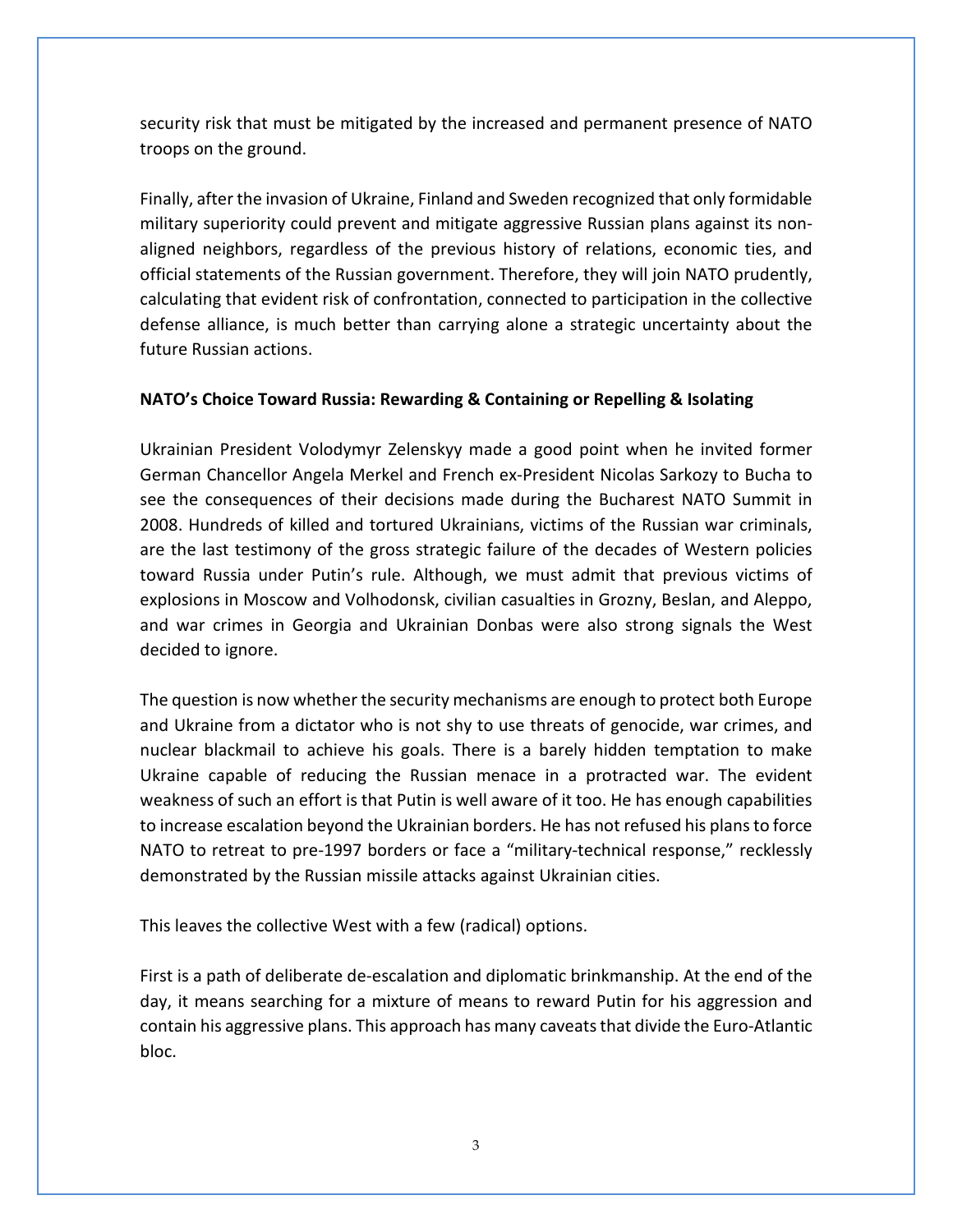security risk that must be mitigated by the increased and permanent presence of NATO troops on the ground.

Finally, after the invasion of Ukraine, Finland and Sweden recognized that only formidable military superiority could prevent and mitigate aggressive Russian plans against its non-aligned neighbors, regardless of the previous history of relations, economic ties, and official statements of the Russian government. Therefore, they will join NATO prudently, calculating that evident risk of confrontation, connected to participation in the collective defense alliance, is much better than carrying alone a strategic uncertainty about the future Russian actions.

**NATO's Choice Toward Russia: Rewarding & Containing or Repelling & Isolating**

Ukrainian President Volodymyr Zelenskyy made a good point when he invited former German Chancellor Angela Merkel and French ex-President Nicolas Sarkozy to Bucha to see the consequences of their decisions made during the Bucharest NATO Summit in 2008. Hundreds of killed and tortured Ukrainians, victims of the Russian war criminals, are the last testimony of the gross strategic failure of the decades of Western policies toward Russia under Putin's rule. Although, we must admit that previous victims of explosions in Moscow and Volhodonsk, civilian casualties in Grozny, Beslan, and Aleppo, and war crimes in Georgia and Ukrainian Donbas were also strong signals the West decided to ignore.

The question is now whether the security mechanisms are enough to protect both Europe and Ukraine from a dictator who is not shy to use threats of genocide, war crimes, and nuclear blackmail to achieve his goals. There is a barely hidden temptation to make Ukraine capable of reducing the Russian menace in a protracted war. The evident weakness of such an effort is that Putin is well aware of it too. He has enough capabilities to increase escalation beyond the Ukrainian borders. He has not refused his plans to force NATO to retreat to pre-1997 borders or face a "military-technical response," recklessly demonstrated by the Russian missile attacks against Ukrainian cities.

This leaves the collective West with a few (radical) options.

First is a path of deliberate de-escalation and diplomatic brinkmanship. At the end of the day, it means searching for a mixture of means to reward Putin for his aggression and contain his aggressive plans. This approach has many caveats that divide the Euro-Atlantic bloc.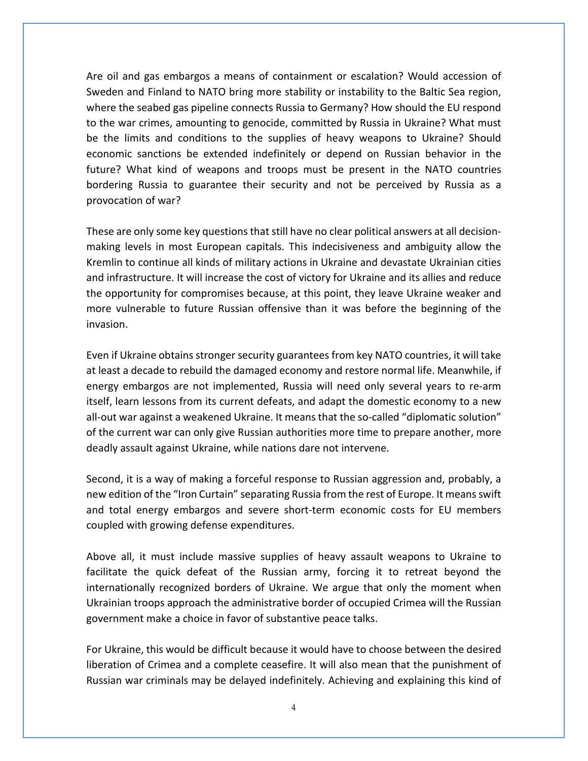Are oil and gas embargos a means of containment or escalation? Would accession of Sweden and Finland to NATO bring more stability or instability to the Baltic Sea region, where the seabed gas pipeline connects Russia to Germany? How should the EU respond to the war crimes, amounting to genocide, committed by Russia in Ukraine? What must be the limits and conditions to the supplies of heavy weapons to Ukraine? Should economic sanctions be extended indefinitely or depend on Russian behavior in the future? What kind of weapons and troops must be present in the NATO countries bordering Russia to guarantee their security and not be perceived by Russia as a provocation of war?

These are only some key questions that still have no clear political answers at all decision-making levels in most European capitals. This indecisiveness and ambiguity allow the Kremlin to continue all kinds of military actions in Ukraine and devastate Ukrainian cities and infrastructure. It will increase the cost of victory for Ukraine and its allies and reduce the opportunity for compromises because, at this point, they leave Ukraine weaker and more vulnerable to future Russian offensive than it was before the beginning of the invasion.

Even if Ukraine obtains stronger security guarantees from key NATO countries, it will take at least a decade to rebuild the damaged economy and restore normal life. Meanwhile, if energy embargos are not implemented, Russia will need only several years to re-arm itself, learn lessons from its current defeats, and adapt the domestic economy to a new all-out war against a weakened Ukraine. It means that the so-called "diplomatic solution" of the current war can only give Russian authorities more time to prepare another, more deadly assault against Ukraine, while nations dare not intervene.

Second, it is a way of making a forceful response to Russian aggression and, probably, a new edition of the "Iron Curtain" separating Russia from the rest of Europe. It means swift and total energy embargos and severe short-term economic costs for EU members coupled with growing defense expenditures.

Above all, it must include massive supplies of heavy assault weapons to Ukraine to facilitate the quick defeat of the Russian army, forcing it to retreat beyond the internationally recognized borders of Ukraine. We argue that only the moment when Ukrainian troops approach the administrative border of occupied Crimea will the Russian government make a choice in favor of substantive peace talks.

For Ukraine, this would be difficult because it would have to choose between the desired liberation of Crimea and a complete ceasefire. It will also mean that the punishment of Russian war criminals may be delayed indefinitely. Achieving and explaining this kind of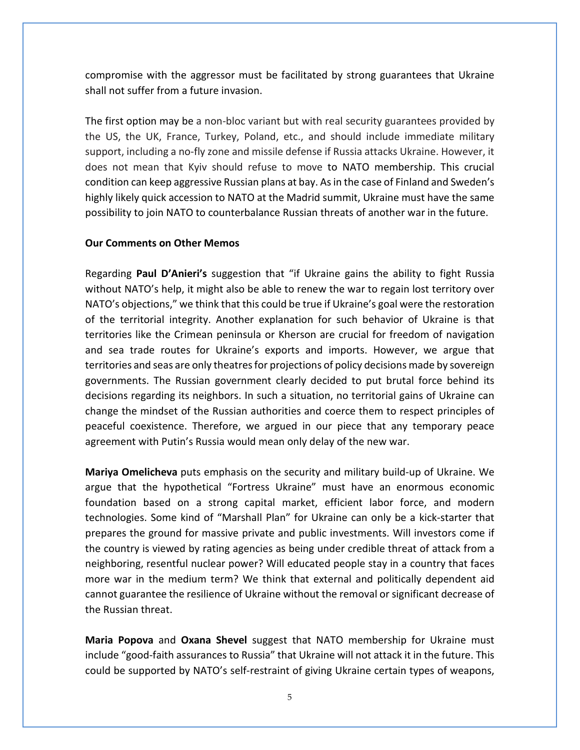compromise with the aggressor must be facilitated by strong guarantees that Ukraine shall not suffer from a future invasion.

The first option may be a non-bloc variant but with real security guarantees provided by the US, the UK, France, Turkey, Poland, etc., and should include immediate military support, including a no-fly zone and missile defense if Russia attacks Ukraine. However, it does not mean that Kyiv should refuse to move to NATO membership. This crucial condition can keep aggressive Russian plans at bay. As in the case of Finland and Sweden's highly likely quick accession to NATO at the Madrid summit, Ukraine must have the same possibility to join NATO to counterbalance Russian threats of another war in the future.

**Our Comments on Other Memos**

Regarding **Paul D'Anieri's** suggestion that "if Ukraine gains the ability to fight Russia without NATO's help, it might also be able to renew the war to regain lost territory over NATO's objections," we think that this could be true if Ukraine's goal were the restoration of the territorial integrity. Another explanation for such behavior of Ukraine is that territories like the Crimean peninsula or Kherson are crucial for freedom of navigation and sea trade routes for Ukraine's exports and imports. However, we argue that territories and seas are only theatres for projections of policy decisions made by sovereign governments. The Russian government clearly decided to put brutal force behind its decisions regarding its neighbors. In such a situation, no territorial gains of Ukraine can change the mindset of the Russian authorities and coerce them to respect principles of peaceful coexistence. Therefore, we argued in our piece that any temporary peace agreement with Putin's Russia would mean only delay of the new war.

**Mariya Omelicheva** puts emphasis on the security and military build-up of Ukraine. We argue that the hypothetical "Fortress Ukraine" must have an enormous economic foundation based on a strong capital market, efficient labor force, and modern technologies. Some kind of "Marshall Plan" for Ukraine can only be a kick-starter that prepares the ground for massive private and public investments. Will investors come if the country is viewed by rating agencies as being under credible threat of attack from a neighboring, resentful nuclear power? Will educated people stay in a country that faces more war in the medium term? We think that external and politically dependent aid cannot guarantee the resilience of Ukraine without the removal or significant decrease of the Russian threat.

**Maria Popova** and **Oxana Shevel** suggest that NATO membership for Ukraine must include "good-faith assurances to Russia" that Ukraine will not attack it in the future. This could be supported by NATO's self-restraint of giving Ukraine certain types of weapons,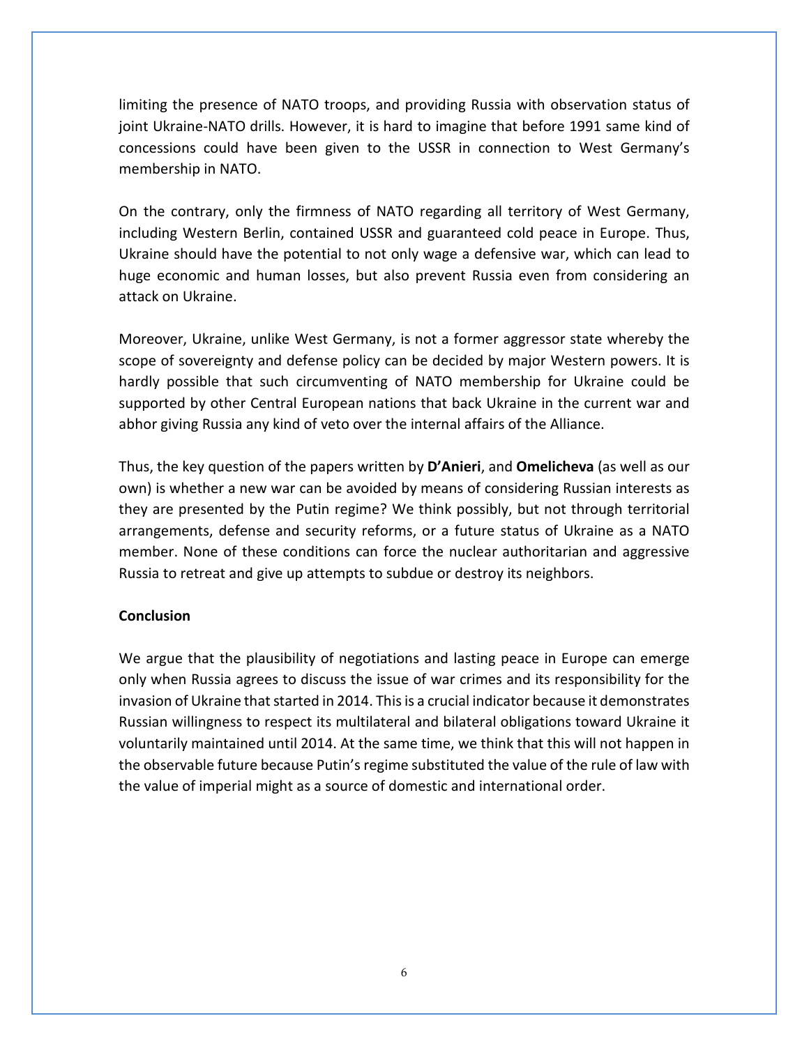limiting the presence of NATO troops, and providing Russia with observation status of joint Ukraine-NATO drills. However, it is hard to imagine that before 1991 same kind of concessions could have been given to the USSR in connection to West Germany's membership in NATO.

On the contrary, only the firmness of NATO regarding all territory of West Germany, including Western Berlin, contained USSR and guaranteed cold peace in Europe. Thus, Ukraine should have the potential to not only wage a defensive war, which can lead to huge economic and human losses, but also prevent Russia even from considering an attack on Ukraine.

Moreover, Ukraine, unlike West Germany, is not a former aggressor state whereby the scope of sovereignty and defense policy can be decided by major Western powers. It is hardly possible that such circumventing of NATO membership for Ukraine could be supported by other Central European nations that back Ukraine in the current war and abhor giving Russia any kind of veto over the internal affairs of the Alliance.

Thus, the key question of the papers written by **D'Anieri**, and **Omelicheva** (as well as our own) is whether a new war can be avoided by means of considering Russian interests as they are presented by the Putin regime? We think possibly, but not through territorial arrangements, defense and security reforms, or a future status of Ukraine as a NATO member. None of these conditions can force the nuclear authoritarian and aggressive Russia to retreat and give up attempts to subdue or destroy its neighbors.

**Conclusion**

We argue that the plausibility of negotiations and lasting peace in Europe can emerge only when Russia agrees to discuss the issue of war crimes and its responsibility for the invasion of Ukraine that started in 2014. This is a crucial indicator because it demonstrates Russian willingness to respect its multilateral and bilateral obligations toward Ukraine it voluntarily maintained until 2014. At the same time, we think that this will not happen in the observable future because Putin's regime substituted the value of the rule of law with the value of imperial might as a source of domestic and international order.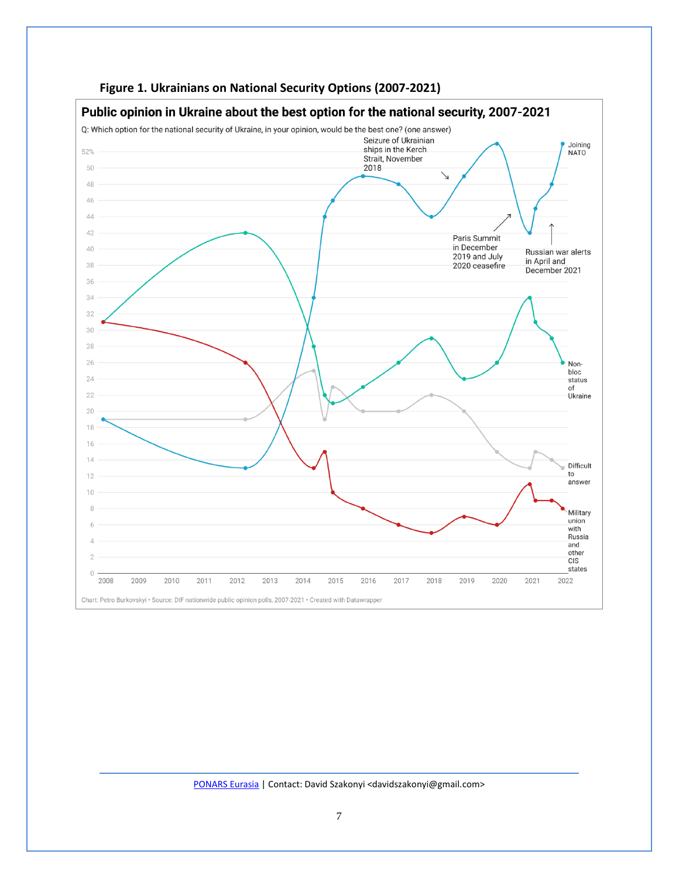**Figure 1. Ukrainians on National Security Options (2007-2021)**

**Public opinion in Ukraine about the best option for the national security, 2007-2021**

Q: Which option for the national security of Ukraine, in your opinion, would be the best one? (one answer)

Seizure of Ukrainian ships in the Kerch Strait, November 2018

Paris Summit in December 2019 and July 2020 ceasefire

Russian war alerts in April and December 2021

Joining NATO

Non-bloc status of Ukraine

Difficult to answer

Military union with Russia and other CIS states

52%
50
48
46
44
42
40
38
36
34
32
30
28
26
24
22
20
18
16
14
12
10
8
6
4
2
0

2008 2009 2010 2011 2012 2013 2014 2015 2016 2017 2018 2019 2020 2021 2022

Chart: Petro Burkovskyi • Source: DIF nationwide public opinion polls, 2007-2021 • Created with Datawrapper

[PONARS Eurasia](#) | Contact: David Szakonyi <davidszakonyi@gmail.com>